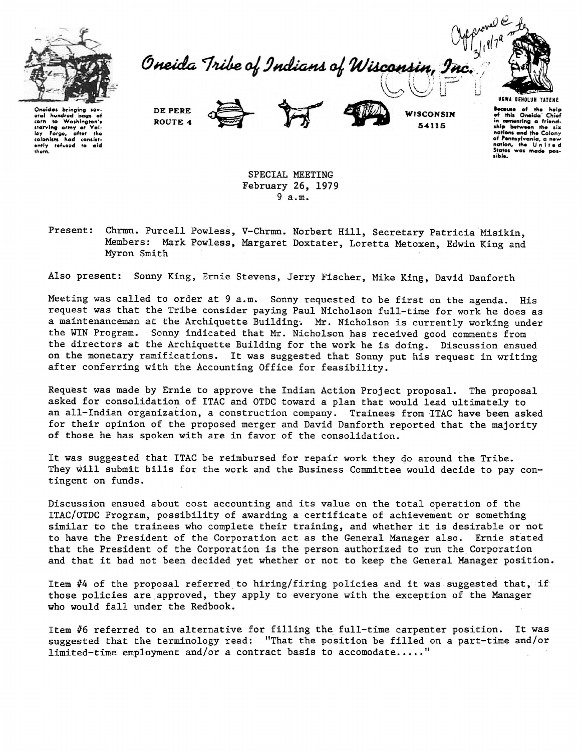Approved @ mtg 3/19/79

# Oneida Tribe of Indians of Wisconsin, Inc.

COPY

Oneidas bringing several hundred bags of corn to Washington's starving army at Valley Forge, after the colonists had consistently refused to aid them.

DE PERE ROUTE 4 — WISCONSIN 54115

UGWA DEHOLUH YATEHE

Because of the help of this Oneida Chief in cementing a friendship between the six nations and the Colony of Pennsylvania, a new nation, the United States was made possible.

SPECIAL MEETING
February 26, 1979
9 a.m.

Present: Chrmn. Purcell Powless, V-Chrmn. Norbert Hill, Secretary Patricia Misikin, Members: Mark Powless, Margaret Doxtater, Loretta Metoxen, Edwin King and Myron Smith

Also present: Sonny King, Ernie Stevens, Jerry Fischer, Mike King, David Danforth

Meeting was called to order at 9 a.m. Sonny requested to be first on the agenda. His request was that the Tribe consider paying Paul Nicholson full-time for work he does as a maintenanceman at the Archiquette Building. Mr. Nicholson is currently working under the WIN Program. Sonny indicated that Mr. Nicholson has received good comments from the directors at the Archiquette Building for the work he is doing. Discussion ensued on the monetary ramifications. It was suggested that Sonny put his request in writing after conferring with the Accounting Office for feasibility.

Request was made by Ernie to approve the Indian Action Project proposal. The proposal asked for consolidation of ITAC and OTDC toward a plan that would lead ultimately to an all-Indian organization, a construction company. Trainees from ITAC have been asked for their opinion of the proposed merger and David Danforth reported that the majority of those he has spoken with are in favor of the consolidation.

It was suggested that ITAC be reimbursed for repair work they do around the Tribe. They will submit bills for the work and the Business Committee would decide to pay contingent on funds.

Discussion ensued about cost accounting and its value on the total operation of the ITAC/OTDC Program, possibility of awarding a certificate of achievement or something similar to the trainees who complete their training, and whether it is desirable or not to have the President of the Corporation act as the General Manager also. Ernie stated that the President of the Corporation is the person authorized to run the Corporation and that it had not been decided yet whether or not to keep the General Manager position.

Item #4 of the proposal referred to hiring/firing policies and it was suggested that, if those policies are approved, they apply to everyone with the exception of the Manager who would fall under the Redbook.

Item #6 referred to an alternative for filling the full-time carpenter position. It was suggested that the terminology read: "That the position be filled on a part-time and/or limited-time employment and/or a contract basis to accomodate....."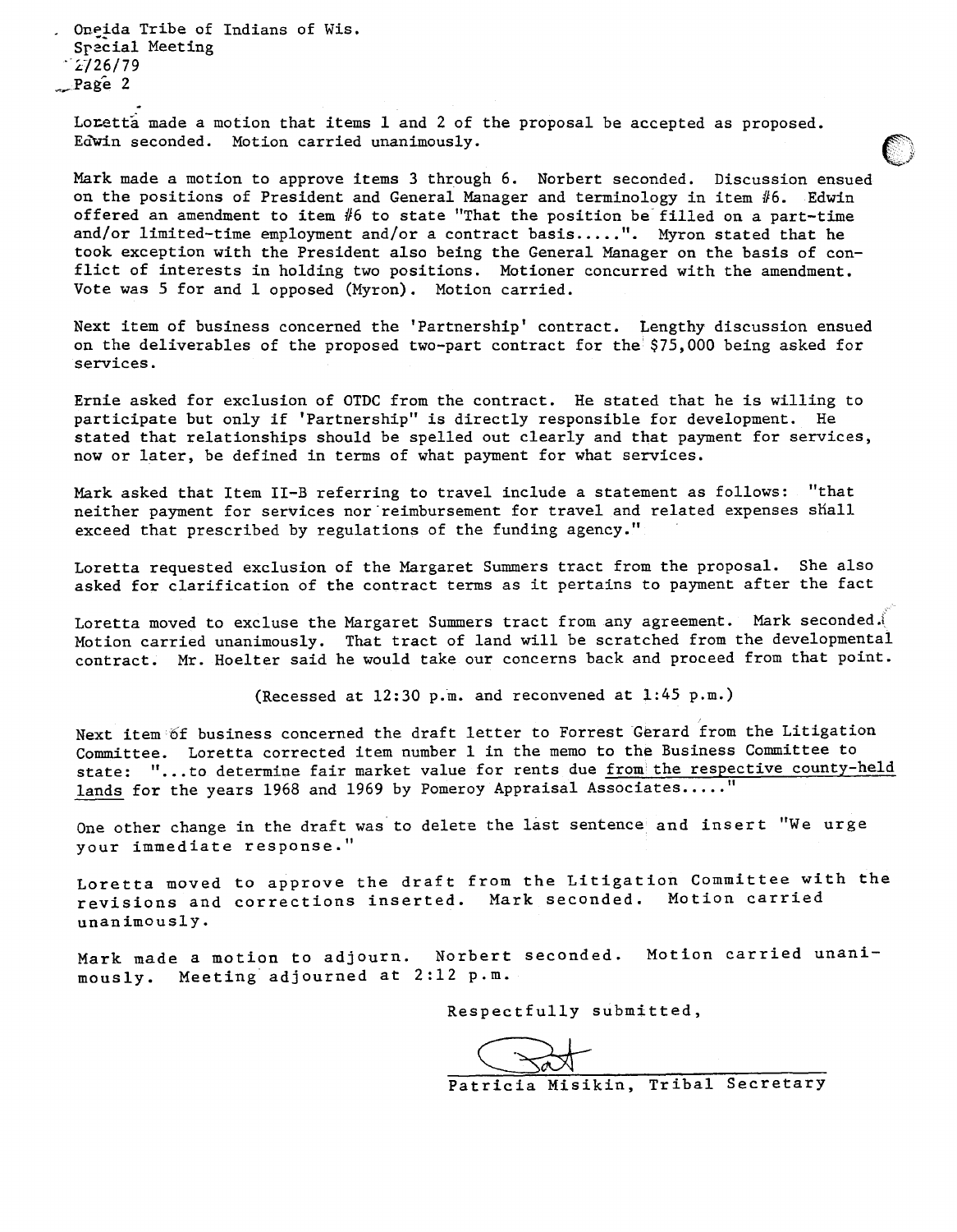Loretta made a motion that items 1 and 2 of the proposal be accepted as proposed. Edwin seconded. Motion carried unanimously.

Mark made a motion to approve items 3 through 6. Norbert seconded. Discussion ensued on the positions of President and General Manager and terminology in item #6. Edwin offered an amendment to item #6 to state "That the position be filled on a part-time and/or limited-time employment and/or a contract basis.....". Myron stated that he took exception with the President also being the General Manager on the basis of conflict of interests in holding two positions. Motioner concurred with the amendment. Vote was 5 for and 1 opposed (Myron). Motion carried.

Next item of business concerned the 'Partnership' contract. Lengthy discussion ensued on the deliverables of the proposed two-part contract for the $75,000 being asked for services.

Ernie asked for exclusion of OTDC from the contract. He stated that he is willing to participate but only if 'Partnership" is directly responsible for development. He stated that relationships should be spelled out clearly and that payment for services, now or later, be defined in terms of what payment for what services.

Mark asked that Item II-B referring to travel include a statement as follows: "that neither payment for services nor reimbursement for travel and related expenses shall exceed that prescribed by regulations of the funding agency."

Loretta requested exclusion of the Margaret Summers tract from the proposal. She also asked for clarification of the contract terms as it pertains to payment after the fact

Loretta moved to excluse the Margaret Summers tract from any agreement. Mark seconded. Motion carried unanimously. That tract of land will be scratched from the developmental contract. Mr. Hoelter said he would take our concerns back and proceed from that point.

(Recessed at 12:30 p.m. and reconvened at 1:45 p.m.)

Next item of business concerned the draft letter to Forrest Gerard from the Litigation Committee. Loretta corrected item number 1 in the memo to the Business Committee to state: "...to determine fair market value for rents due <u>from the respective county-held lands</u> for the years 1968 and 1969 by Pomeroy Appraisal Associates....."

One other change in the draft was to delete the last sentence and insert "We urge your immediate response."

Loretta moved to approve the draft from the Litigation Committee with the revisions and corrections inserted. Mark seconded. Motion carried unanimously.

Mark made a motion to adjourn. Norbert seconded. Motion carried unanimously. Meeting adjourned at 2:12 p.m.

Respectfully submitted,

Pat

Patricia Misikin, Tribal Secretary